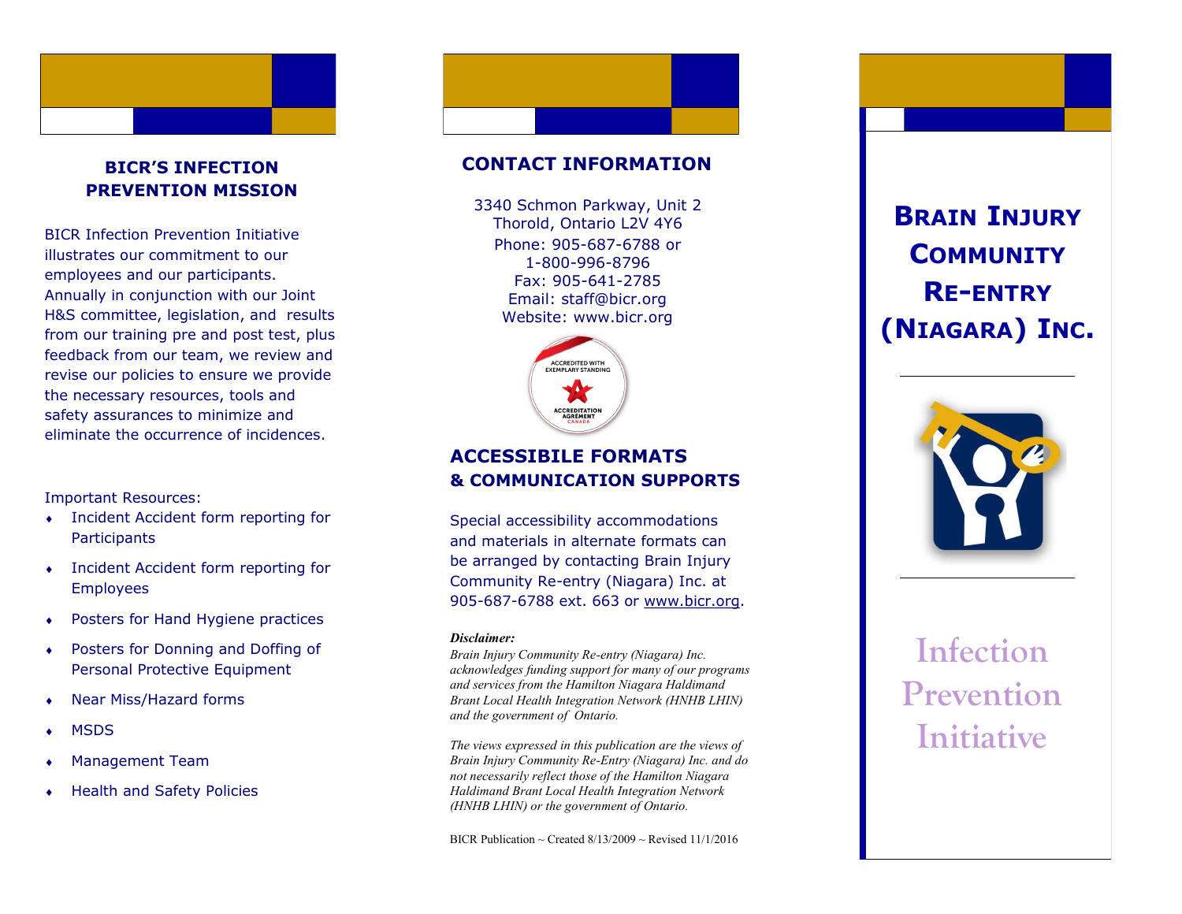## BICR'S INFECTION PREVENTION MISSION

BICR Infection Prevention Initiative illustrates our commitment to our employees and our participants. Annually in conjunction with our Joint H&S committee, legislation, and results from our training pre and post test, plus feedback from our team, we review and revise our policies to ensure we provide the necessary resources, tools and safety assurances to minimize and eliminate the occurrence of incidences.

Important Resources:

- Incident Accident form reporting for Participants
- Incident Accident form reporting for Employees
- Posters for Hand Hygiene practices
- Posters for Donning and Doffing of Personal Protective Equipment
- Near Miss/Hazard forms
- MSDS
- Management Team
- Health and Safety Policies

## CONTACT INFORMATION

3340 Schmon Parkway, Unit 2
Thorold, Ontario L2V 4Y6
Phone: 905-687-6788 or
1-800-996-8796
Fax: 905-641-2785
Email: staff@bicr.org
Website: www.bicr.org

ACCREDITED WITH EXEMPLARY STANDING
ACCREDITATION AGRÉMENT CANADA

## ACCESSIBILE FORMATS & COMMUNICATION SUPPORTS

Special accessibility accommodations and materials in alternate formats can be arranged by contacting Brain Injury Community Re-entry (Niagara) Inc. at 905-687-6788 ext. 663 or www.bicr.org.

***Disclaimer:***

*Brain Injury Community Re-entry (Niagara) Inc. acknowledges funding support for many of our programs and services from the Hamilton Niagara Haldimand Brant Local Health Integration Network (HNHB LHIN) and the government of Ontario.*

*The views expressed in this publication are the views of Brain Injury Community Re-Entry (Niagara) Inc. and do not necessarily reflect those of the Hamilton Niagara Haldimand Brant Local Health Integration Network (HNHB LHIN) or the government of Ontario.*

BICR Publication ~ Created 8/13/2009 ~ Revised 11/1/2016

# BRAIN INJURY COMMUNITY RE-ENTRY (NIAGARA) INC.

# Infection Prevention Initiative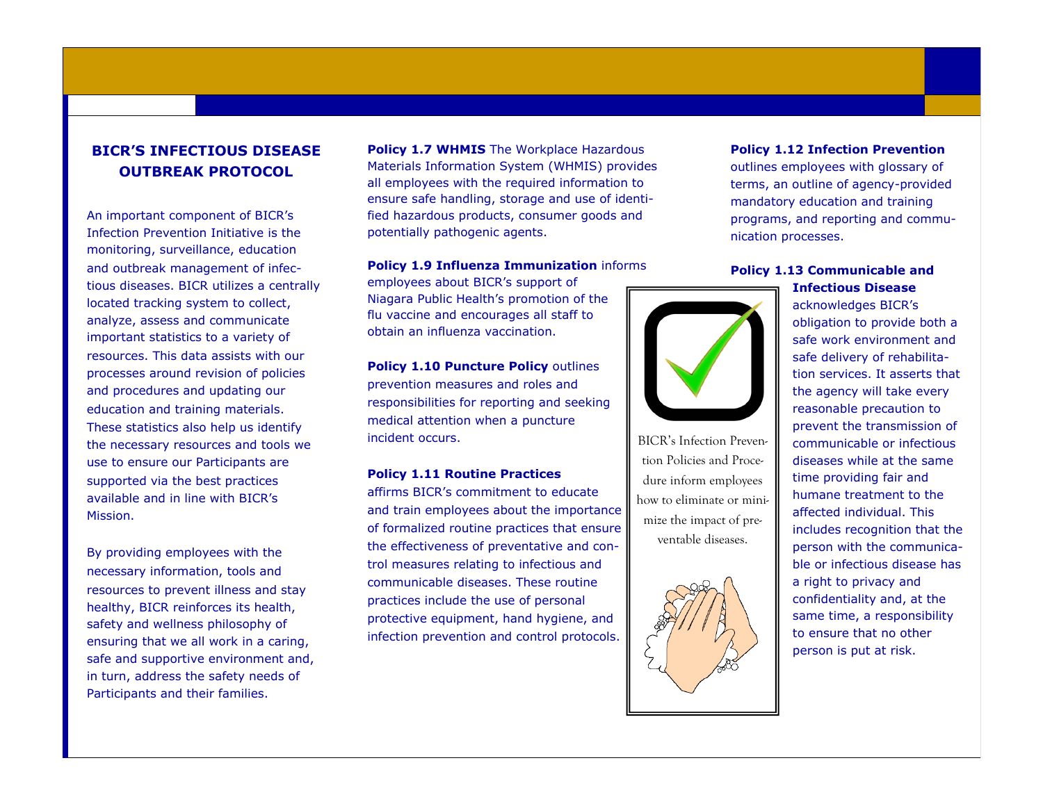## BICR'S INFECTIOUS DISEASE OUTBREAK PROTOCOL

An important component of BICR's Infection Prevention Initiative is the monitoring, surveillance, education and outbreak management of infectious diseases. BICR utilizes a centrally located tracking system to collect, analyze, assess and communicate important statistics to a variety of resources. This data assists with our processes around revision of policies and procedures and updating our education and training materials. These statistics also help us identify the necessary resources and tools we use to ensure our Participants are supported via the best practices available and in line with BICR's Mission.

By providing employees with the necessary information, tools and resources to prevent illness and stay healthy, BICR reinforces its health, safety and wellness philosophy of ensuring that we all work in a caring, safe and supportive environment and, in turn, address the safety needs of Participants and their families.

**Policy 1.7 WHMIS** The Workplace Hazardous Materials Information System (WHMIS) provides all employees with the required information to ensure safe handling, storage and use of identified hazardous products, consumer goods and potentially pathogenic agents.

**Policy 1.9 Influenza Immunization** informs employees about BICR's support of Niagara Public Health's promotion of the flu vaccine and encourages all staff to obtain an influenza vaccination.

**Policy 1.10 Puncture Policy** outlines prevention measures and roles and responsibilities for reporting and seeking medical attention when a puncture incident occurs.

**Policy 1.11 Routine Practices** affirms BICR's commitment to educate and train employees about the importance of formalized routine practices that ensure the effectiveness of preventative and control measures relating to infectious and communicable diseases. These routine practices include the use of personal protective equipment, hand hygiene, and infection prevention and control protocols.

BICR's Infection Prevention Policies and Procedure inform employees how to eliminate or minimize the impact of preventable diseases.

**Policy 1.12 Infection Prevention** outlines employees with glossary of terms, an outline of agency-provided mandatory education and training programs, and reporting and communication processes.

**Policy 1.13 Communicable and Infectious Disease** acknowledges BICR's obligation to provide both a safe work environment and safe delivery of rehabilitation services. It asserts that the agency will take every reasonable precaution to prevent the transmission of communicable or infectious diseases while at the same time providing fair and humane treatment to the affected individual. This includes recognition that the person with the communicable or infectious disease has a right to privacy and confidentiality and, at the same time, a responsibility to ensure that no other person is put at risk.